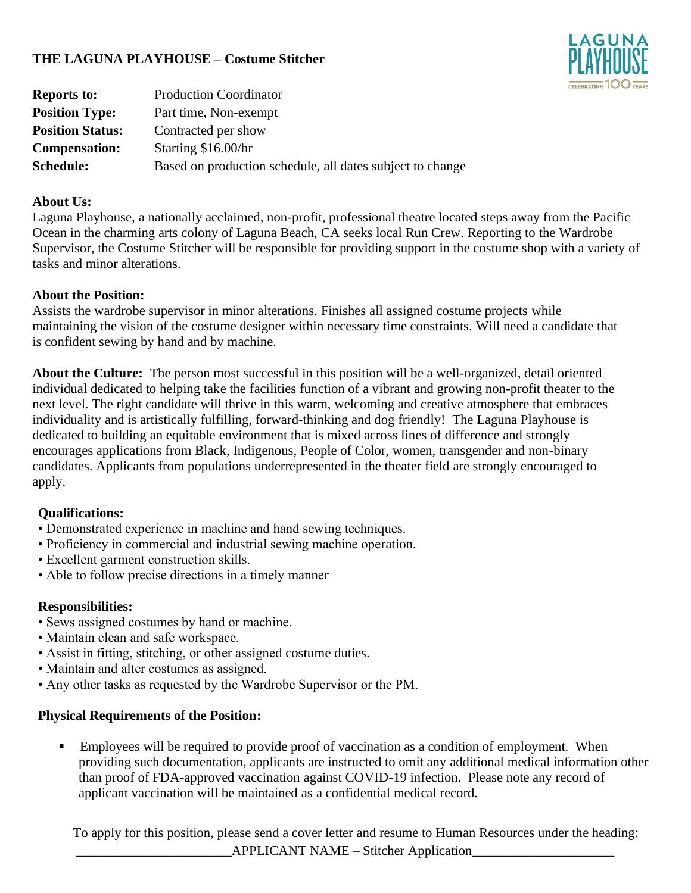# THE LAGUNA PLAYHOUSE – Costume Stitcher

| | |
|---|---|
| **Reports to:** | Production Coordinator |
| **Position Type:** | Part time, Non-exempt |
| **Position Status:** | Contracted per show |
| **Compensation:** | Starting $16.00/hr |
| **Schedule:** | Based on production schedule, all dates subject to change |

**About Us:**
Laguna Playhouse, a nationally acclaimed, non-profit, professional theatre located steps away from the Pacific Ocean in the charming arts colony of Laguna Beach, CA seeks local Run Crew. Reporting to the Wardrobe Supervisor, the Costume Stitcher will be responsible for providing support in the costume shop with a variety of tasks and minor alterations.

**About the Position:**
Assists the wardrobe supervisor in minor alterations. Finishes all assigned costume projects while maintaining the vision of the costume designer within necessary time constraints. Will need a candidate that is confident sewing by hand and by machine.

**About the Culture:** The person most successful in this position will be a well-organized, detail oriented individual dedicated to helping take the facilities function of a vibrant and growing non-profit theater to the next level. The right candidate will thrive in this warm, welcoming and creative atmosphere that embraces individuality and is artistically fulfilling, forward-thinking and dog friendly! The Laguna Playhouse is dedicated to building an equitable environment that is mixed across lines of difference and strongly encourages applications from Black, Indigenous, People of Color, women, transgender and non-binary candidates. Applicants from populations underrepresented in the theater field are strongly encouraged to apply.

**Qualifications:**
- Demonstrated experience in machine and hand sewing techniques.
- Proficiency in commercial and industrial sewing machine operation.
- Excellent garment construction skills.
- Able to follow precise directions in a timely manner

**Responsibilities:**
- Sews assigned costumes by hand or machine.
- Maintain clean and safe workspace.
- Assist in fitting, stitching, or other assigned costume duties.
- Maintain and alter costumes as assigned.
- Any other tasks as requested by the Wardrobe Supervisor or the PM.

**Physical Requirements of the Position:**

- Employees will be required to provide proof of vaccination as a condition of employment. When providing such documentation, applicants are instructed to omit any additional medical information other than proof of FDA-approved vaccination against COVID-19 infection. Please note any record of applicant vaccination will be maintained as a confidential medical record.

To apply for this position, please send a cover letter and resume to Human Resources under the heading:
APPLICANT NAME – Stitcher Application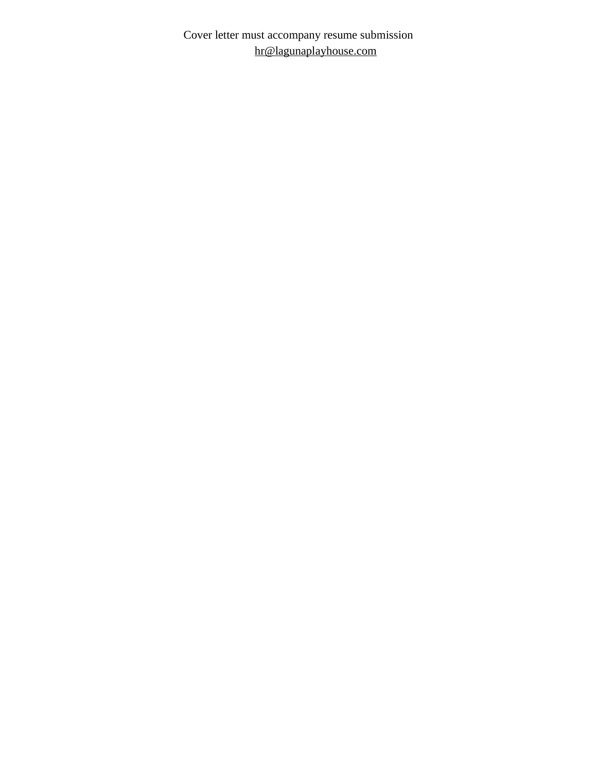Cover letter must accompany resume submission
hr@lagunaplayhouse.com